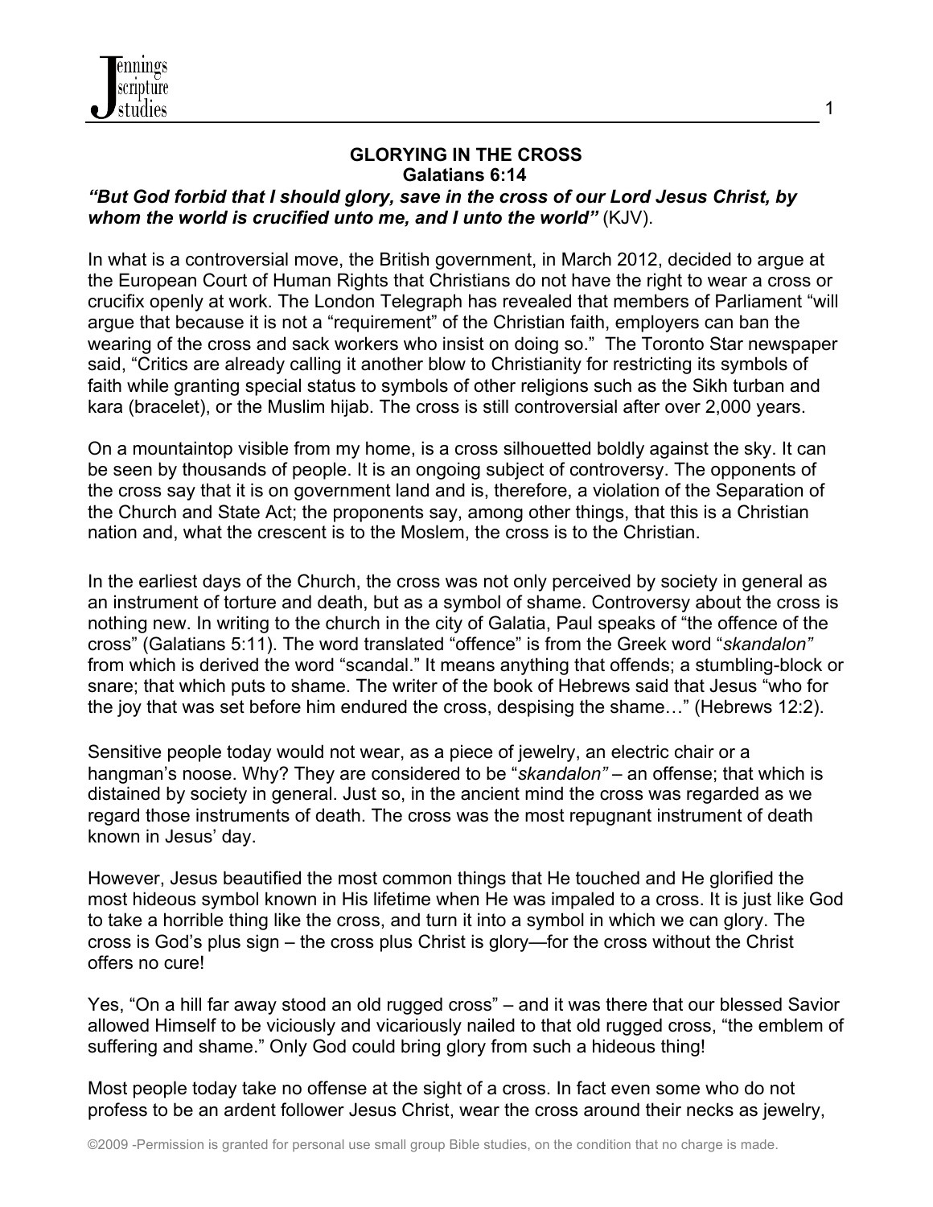## GLORYING IN THE CROSS
### Galatians 6:14

***"But God forbid that I should glory, save in the cross of our Lord Jesus Christ, by whom the world is crucified unto me, and I unto the world"*** (KJV).

In what is a controversial move, the British government, in March 2012, decided to argue at the European Court of Human Rights that Christians do not have the right to wear a cross or crucifix openly at work. The London Telegraph has revealed that members of Parliament "will argue that because it is not a "requirement" of the Christian faith, employers can ban the wearing of the cross and sack workers who insist on doing so." The Toronto Star newspaper said, "Critics are already calling it another blow to Christianity for restricting its symbols of faith while granting special status to symbols of other religions such as the Sikh turban and kara (bracelet), or the Muslim hijab. The cross is still controversial after over 2,000 years.

On a mountaintop visible from my home, is a cross silhouetted boldly against the sky. It can be seen by thousands of people. It is an ongoing subject of controversy. The opponents of the cross say that it is on government land and is, therefore, a violation of the Separation of the Church and State Act; the proponents say, among other things, that this is a Christian nation and, what the crescent is to the Moslem, the cross is to the Christian.

In the earliest days of the Church, the cross was not only perceived by society in general as an instrument of torture and death, but as a symbol of shame. Controversy about the cross is nothing new. In writing to the church in the city of Galatia, Paul speaks of "the offence of the cross" (Galatians 5:11). The word translated "offence" is from the Greek word "*skandalon"* from which is derived the word "scandal." It means anything that offends; a stumbling-block or snare; that which puts to shame. The writer of the book of Hebrews said that Jesus "who for the joy that was set before him endured the cross, despising the shame…" (Hebrews 12:2).

Sensitive people today would not wear, as a piece of jewelry, an electric chair or a hangman's noose. Why? They are considered to be "*skandalon"* – an offense; that which is distained by society in general. Just so, in the ancient mind the cross was regarded as we regard those instruments of death. The cross was the most repugnant instrument of death known in Jesus' day.

However, Jesus beautified the most common things that He touched and He glorified the most hideous symbol known in His lifetime when He was impaled to a cross. It is just like God to take a horrible thing like the cross, and turn it into a symbol in which we can glory. The cross is God's plus sign – the cross plus Christ is glory—for the cross without the Christ offers no cure!

Yes, "On a hill far away stood an old rugged cross" – and it was there that our blessed Savior allowed Himself to be viciously and vicariously nailed to that old rugged cross, "the emblem of suffering and shame." Only God could bring glory from such a hideous thing!

Most people today take no offense at the sight of a cross. In fact even some who do not profess to be an ardent follower Jesus Christ, wear the cross around their necks as jewelry,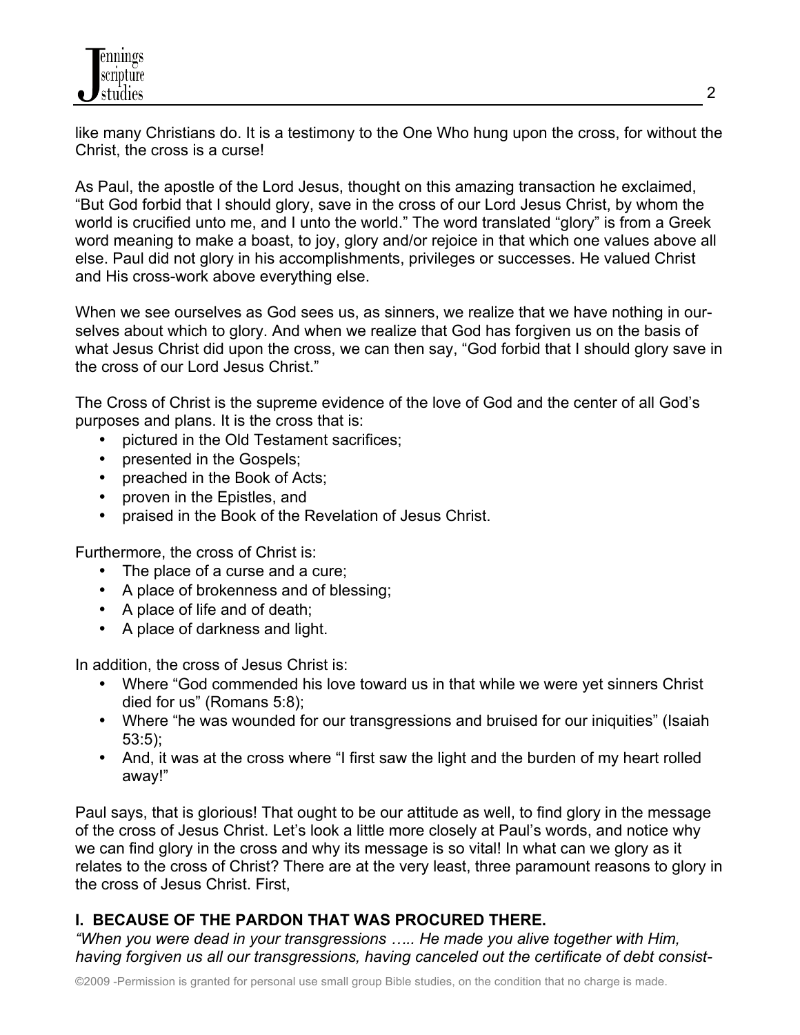like many Christians do. It is a testimony to the One Who hung upon the cross, for without the Christ, the cross is a curse!

As Paul, the apostle of the Lord Jesus, thought on this amazing transaction he exclaimed, "But God forbid that I should glory, save in the cross of our Lord Jesus Christ, by whom the world is crucified unto me, and I unto the world." The word translated "glory" is from a Greek word meaning to make a boast, to joy, glory and/or rejoice in that which one values above all else. Paul did not glory in his accomplishments, privileges or successes. He valued Christ and His cross-work above everything else.

When we see ourselves as God sees us, as sinners, we realize that we have nothing in our-selves about which to glory. And when we realize that God has forgiven us on the basis of what Jesus Christ did upon the cross, we can then say, "God forbid that I should glory save in the cross of our Lord Jesus Christ."

The Cross of Christ is the supreme evidence of the love of God and the center of all God's purposes and plans. It is the cross that is:

- pictured in the Old Testament sacrifices;
- presented in the Gospels;
- preached in the Book of Acts;
- proven in the Epistles, and
- praised in the Book of the Revelation of Jesus Christ.

Furthermore, the cross of Christ is:

- The place of a curse and a cure;
- A place of brokenness and of blessing;
- A place of life and of death;
- A place of darkness and light.

In addition, the cross of Jesus Christ is:

- Where "God commended his love toward us in that while we were yet sinners Christ died for us" (Romans 5:8);
- Where "he was wounded for our transgressions and bruised for our iniquities" (Isaiah 53:5);
- And, it was at the cross where "I first saw the light and the burden of my heart rolled away!"

Paul says, that is glorious! That ought to be our attitude as well, to find glory in the message of the cross of Jesus Christ. Let's look a little more closely at Paul's words, and notice why we can find glory in the cross and why its message is so vital! In what can we glory as it relates to the cross of Christ? There are at the very least, three paramount reasons to glory in the cross of Jesus Christ. First,

## I. BECAUSE OF THE PARDON THAT WAS PROCURED THERE.

*"When you were dead in your transgressions ….. He made you alive together with Him, having forgiven us all our transgressions, having canceled out the certificate of debt consist-*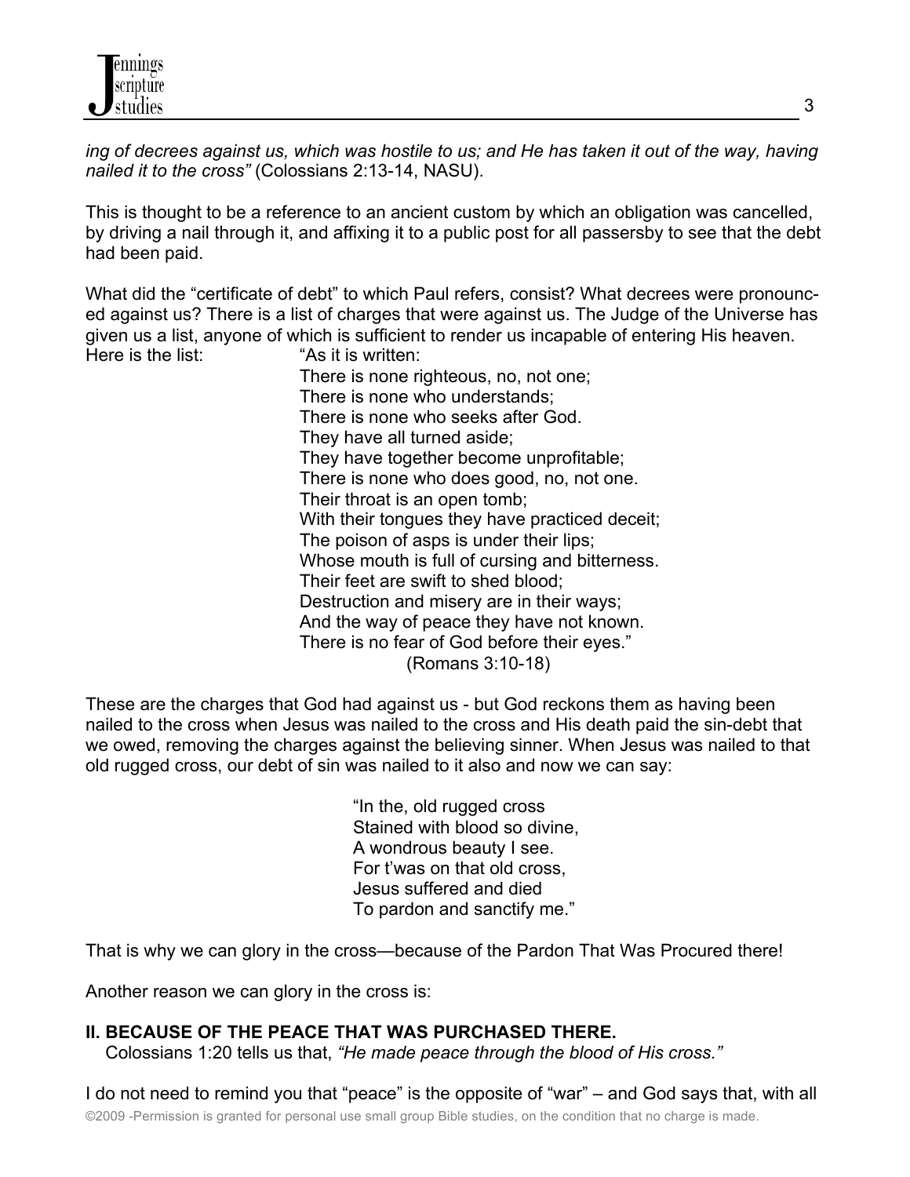*ing of decrees against us, which was hostile to us; and He has taken it out of the way, having nailed it to the cross"* (Colossians 2:13-14, NASU).

This is thought to be a reference to an ancient custom by which an obligation was cancelled, by driving a nail through it, and affixing it to a public post for all passersby to see that the debt had been paid.

What did the "certificate of debt" to which Paul refers, consist? What decrees were pronounced against us? There is a list of charges that were against us. The Judge of the Universe has given us a list, anyone of which is sufficient to render us incapable of entering His heaven. Here is the list:

> "As it is written:
> There is none righteous, no, not one;
> There is none who understands;
> There is none who seeks after God.
> They have all turned aside;
> They have together become unprofitable;
> There is none who does good, no, not one.
> Their throat is an open tomb;
> With their tongues they have practiced deceit;
> The poison of asps is under their lips;
> Whose mouth is full of cursing and bitterness.
> Their feet are swift to shed blood;
> Destruction and misery are in their ways;
> And the way of peace they have not known.
> There is no fear of God before their eyes."
> (Romans 3:10-18)

These are the charges that God had against us - but God reckons them as having been nailed to the cross when Jesus was nailed to the cross and His death paid the sin-debt that we owed, removing the charges against the believing sinner. When Jesus was nailed to that old rugged cross, our debt of sin was nailed to it also and now we can say:

> "In the, old rugged cross
> Stained with blood so divine,
> A wondrous beauty I see.
> For t'was on that old cross,
> Jesus suffered and died
> To pardon and sanctify me."

That is why we can glory in the cross—because of the Pardon That Was Procured there!

Another reason we can glory in the cross is:

**II. BECAUSE OF THE PEACE THAT WAS PURCHASED THERE.**

Colossians 1:20 tells us that, *"He made peace through the blood of His cross."*

I do not need to remind you that "peace" is the opposite of "war" – and God says that, with all

©2009 -Permission is granted for personal use small group Bible studies, on the condition that no charge is made.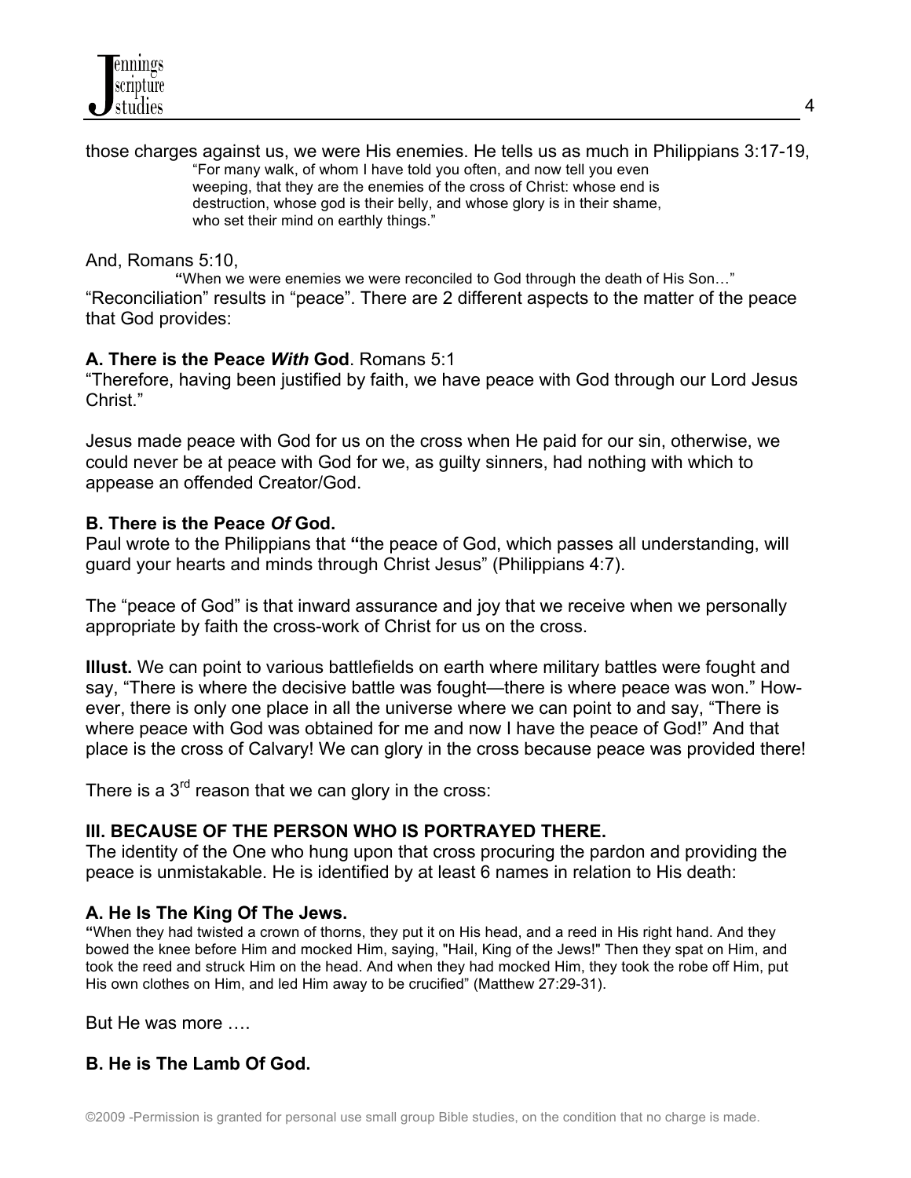those charges against us, we were His enemies. He tells us as much in Philippians 3:17-19,

> "For many walk, of whom I have told you often, and now tell you even weeping, that they are the enemies of the cross of Christ: whose end is destruction, whose god is their belly, and whose glory is in their shame, who set their mind on earthly things."

And, Romans 5:10,

> **"**When we were enemies we were reconciled to God through the death of His Son…"

"Reconciliation" results in "peace". There are 2 different aspects to the matter of the peace that God provides:

**A. There is the Peace *With* God**. Romans 5:1
"Therefore, having been justified by faith, we have peace with God through our Lord Jesus Christ."

Jesus made peace with God for us on the cross when He paid for our sin, otherwise, we could never be at peace with God for we, as guilty sinners, had nothing with which to appease an offended Creator/God.

**B. There is the Peace *Of* God.**
Paul wrote to the Philippians that **"**the peace of God, which passes all understanding, will guard your hearts and minds through Christ Jesus" (Philippians 4:7).

The "peace of God" is that inward assurance and joy that we receive when we personally appropriate by faith the cross-work of Christ for us on the cross.

**Illust.** We can point to various battlefields on earth where military battles were fought and say, "There is where the decisive battle was fought—there is where peace was won." However, there is only one place in all the universe where we can point to and say, "There is where peace with God was obtained for me and now I have the peace of God!" And that place is the cross of Calvary! We can glory in the cross because peace was provided there!

There is a 3rd reason that we can glory in the cross:

**III. BECAUSE OF THE PERSON WHO IS PORTRAYED THERE.**
The identity of the One who hung upon that cross procuring the pardon and providing the peace is unmistakable. He is identified by at least 6 names in relation to His death:

**A. He Is The King Of The Jews.**
**"**When they had twisted a crown of thorns, they put it on His head, and a reed in His right hand. And they bowed the knee before Him and mocked Him, saying, "Hail, King of the Jews!" Then they spat on Him, and took the reed and struck Him on the head. And when they had mocked Him, they took the robe off Him, put His own clothes on Him, and led Him away to be crucified" (Matthew 27:29-31).

But He was more ….

**B. He is The Lamb Of God.**

©2009 -Permission is granted for personal use small group Bible studies, on the condition that no charge is made.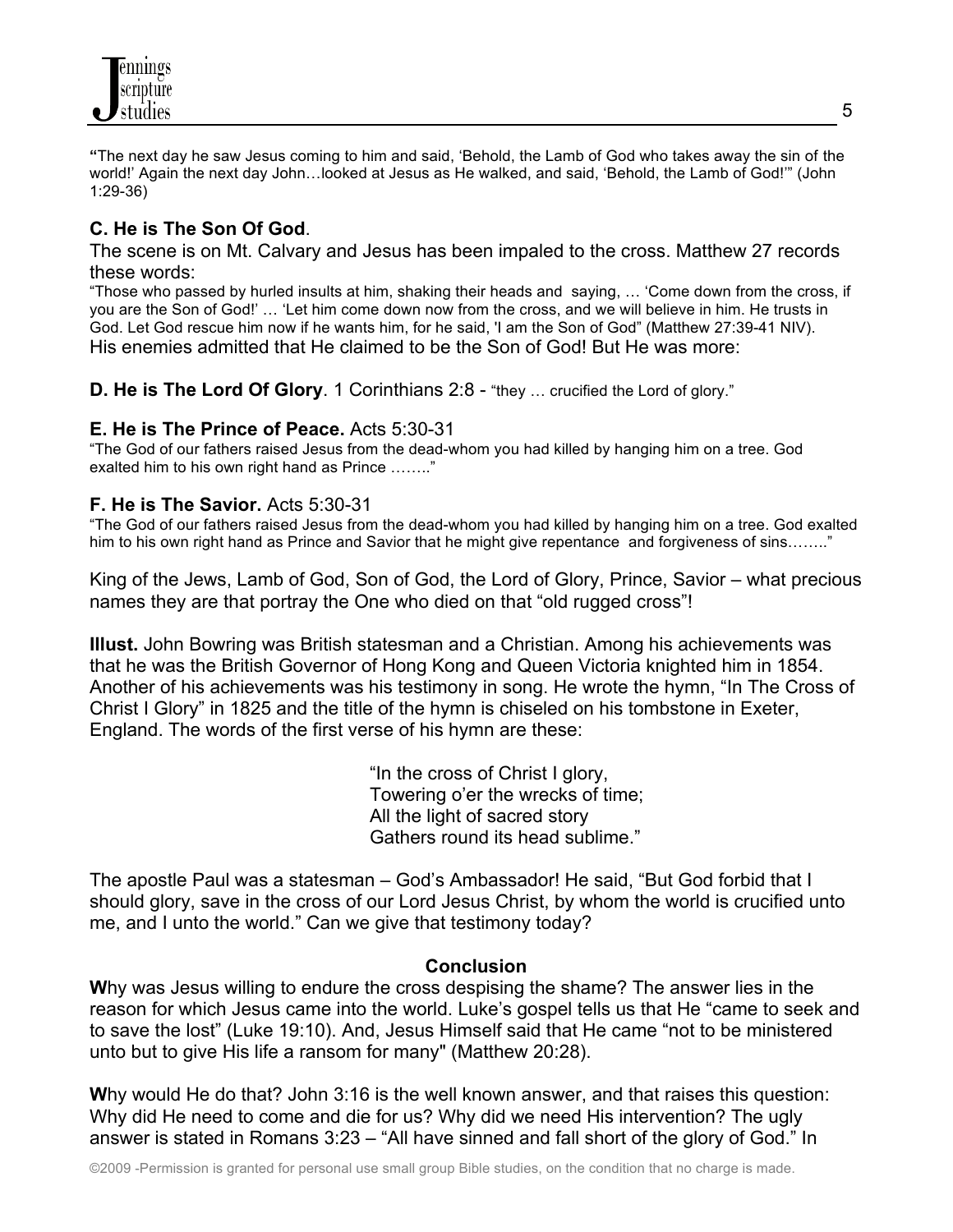**"**The next day he saw Jesus coming to him and said, 'Behold, the Lamb of God who takes away the sin of the world!' Again the next day John…looked at Jesus as He walked, and said, 'Behold, the Lamb of God!'" (John 1:29-36)

### C. He is The Son Of God.

The scene is on Mt. Calvary and Jesus has been impaled to the cross. Matthew 27 records these words:

"Those who passed by hurled insults at him, shaking their heads and saying, … 'Come down from the cross, if you are the Son of God!' … 'Let him come down now from the cross, and we will believe in him. He trusts in God. Let God rescue him now if he wants him, for he said, 'I am the Son of God" (Matthew 27:39-41 NIV).

His enemies admitted that He claimed to be the Son of God! But He was more:

**D. He is The Lord Of Glory**. 1 Corinthians 2:8 - "they … crucified the Lord of glory."

**E. He is The Prince of Peace.** Acts 5:30-31

"The God of our fathers raised Jesus from the dead-whom you had killed by hanging him on a tree. God exalted him to his own right hand as Prince …….."

**F. He is The Savior.** Acts 5:30-31

"The God of our fathers raised Jesus from the dead-whom you had killed by hanging him on a tree. God exalted him to his own right hand as Prince and Savior that he might give repentance and forgiveness of sins…….."

King of the Jews, Lamb of God, Son of God, the Lord of Glory, Prince, Savior – what precious names they are that portray the One who died on that "old rugged cross"!

**Illust.** John Bowring was British statesman and a Christian. Among his achievements was that he was the British Governor of Hong Kong and Queen Victoria knighted him in 1854. Another of his achievements was his testimony in song. He wrote the hymn, "In The Cross of Christ I Glory" in 1825 and the title of the hymn is chiseled on his tombstone in Exeter, England. The words of the first verse of his hymn are these:

> "In the cross of Christ I glory,
> Towering o'er the wrecks of time;
> All the light of sacred story
> Gathers round its head sublime."

The apostle Paul was a statesman – God's Ambassador! He said, "But God forbid that I should glory, save in the cross of our Lord Jesus Christ, by whom the world is crucified unto me, and I unto the world." Can we give that testimony today?

## Conclusion

**W**hy was Jesus willing to endure the cross despising the shame? The answer lies in the reason for which Jesus came into the world. Luke's gospel tells us that He "came to seek and to save the lost" (Luke 19:10). And, Jesus Himself said that He came "not to be ministered unto but to give His life a ransom for many" (Matthew 20:28).

**W**hy would He do that? John 3:16 is the well known answer, and that raises this question: Why did He need to come and die for us? Why did we need His intervention? The ugly answer is stated in Romans 3:23 – "All have sinned and fall short of the glory of God." In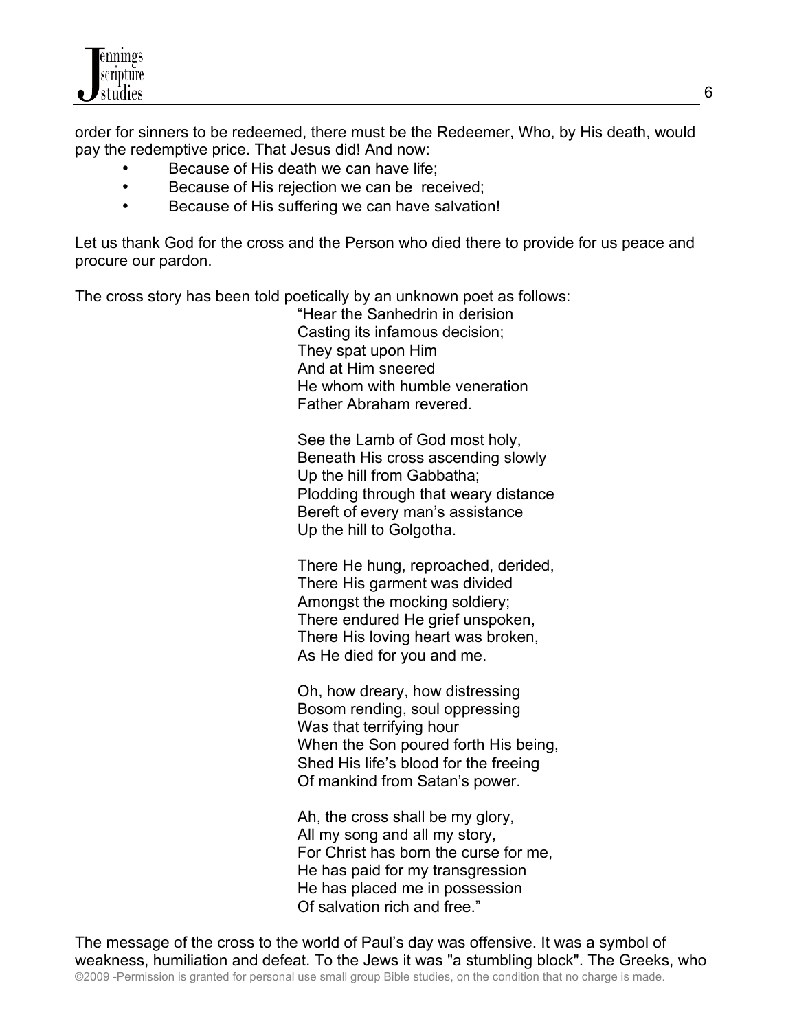order for sinners to be redeemed, there must be the Redeemer, Who, by His death, would pay the redemptive price. That Jesus did! And now:

- Because of His death we can have life;
- Because of His rejection we can be received;
- Because of His suffering we can have salvation!

Let us thank God for the cross and the Person who died there to provide for us peace and procure our pardon.

The cross story has been told poetically by an unknown poet as follows:

> "Hear the Sanhedrin in derision
> Casting its infamous decision;
> They spat upon Him
> And at Him sneered
> He whom with humble veneration
> Father Abraham revered.
>
> See the Lamb of God most holy,
> Beneath His cross ascending slowly
> Up the hill from Gabbatha;
> Plodding through that weary distance
> Bereft of every man's assistance
> Up the hill to Golgotha.
>
> There He hung, reproached, derided,
> There His garment was divided
> Amongst the mocking soldiery;
> There endured He grief unspoken,
> There His loving heart was broken,
> As He died for you and me.
>
> Oh, how dreary, how distressing
> Bosom rending, soul oppressing
> Was that terrifying hour
> When the Son poured forth His being,
> Shed His life's blood for the freeing
> Of mankind from Satan's power.
>
> Ah, the cross shall be my glory,
> All my song and all my story,
> For Christ has born the curse for me,
> He has paid for my transgression
> He has placed me in possession
> Of salvation rich and free."

The message of the cross to the world of Paul's day was offensive. It was a symbol of weakness, humiliation and defeat. To the Jews it was "a stumbling block". The Greeks, who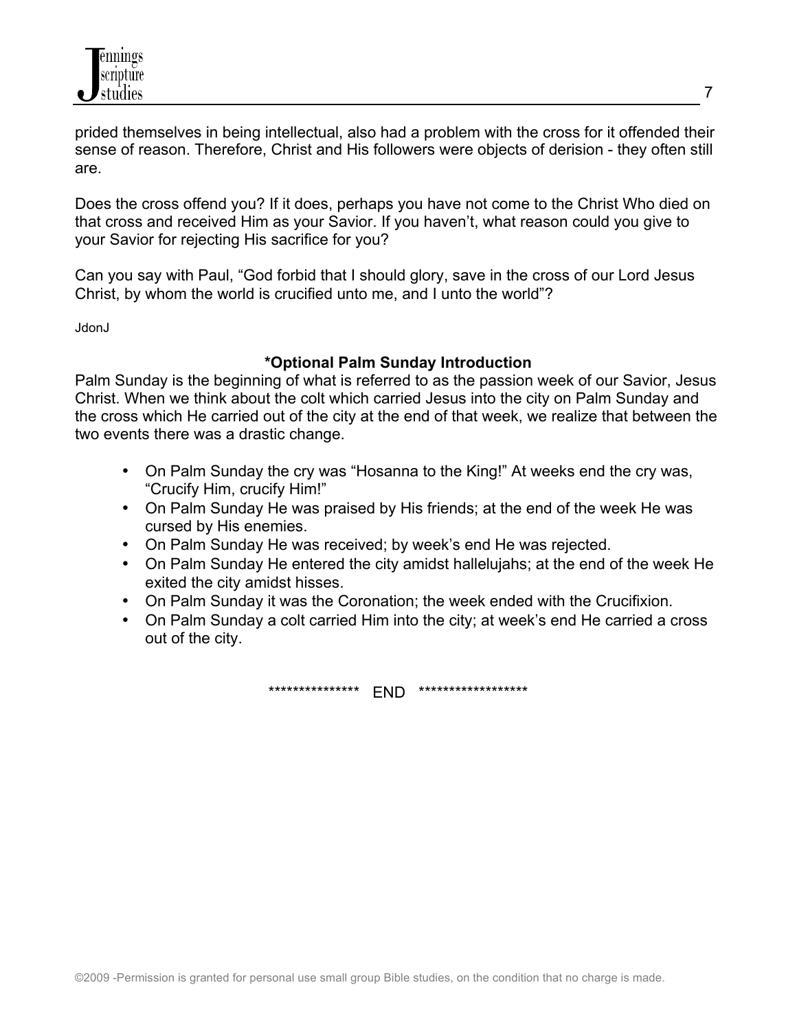prided themselves in being intellectual, also had a problem with the cross for it offended their sense of reason. Therefore, Christ and His followers were objects of derision - they often still are.

Does the cross offend you? If it does, perhaps you have not come to the Christ Who died on that cross and received Him as your Savior. If you haven't, what reason could you give to your Savior for rejecting His sacrifice for you?

Can you say with Paul, "God forbid that I should glory, save in the cross of our Lord Jesus Christ, by whom the world is crucified unto me, and I unto the world"?

JdonJ

**\*Optional Palm Sunday Introduction**

Palm Sunday is the beginning of what is referred to as the passion week of our Savior, Jesus Christ. When we think about the colt which carried Jesus into the city on Palm Sunday and the cross which He carried out of the city at the end of that week, we realize that between the two events there was a drastic change.

- On Palm Sunday the cry was "Hosanna to the King!" At weeks end the cry was, "Crucify Him, crucify Him!"
- On Palm Sunday He was praised by His friends; at the end of the week He was cursed by His enemies.
- On Palm Sunday He was received; by week's end He was rejected.
- On Palm Sunday He entered the city amidst hallelujahs; at the end of the week He exited the city amidst hisses.
- On Palm Sunday it was the Coronation; the week ended with the Crucifixion.
- On Palm Sunday a colt carried Him into the city; at week's end He carried a cross out of the city.

*************** END ******************